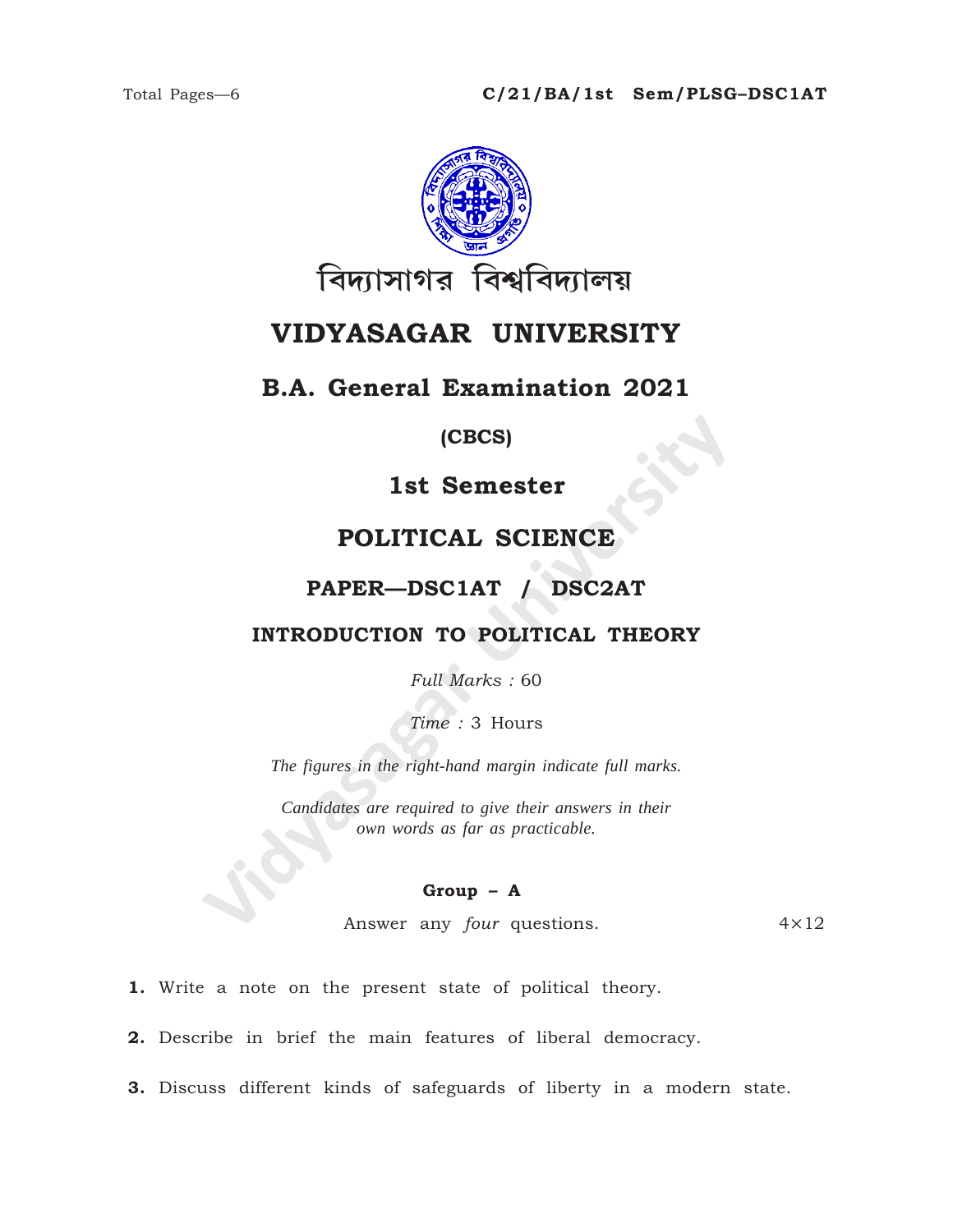Total Pages—6 **C/21/BA/1st Sem/PLSG–DSC1AT**

বিদ্যাসাগর বিশ্ববিদ্যালয়

# VIDYASAGAR UNIVERSITY

## B.A. General Examination 2021

**(CBCS)**

## 1st Semester

## POLITICAL SCIENCE

### PAPER—DSC1AT / DSC2AT

### INTRODUCTION TO POLITICAL THEORY

*Full Marks :* 60

*Time :* 3 Hours

*The figures in the right-hand margin indicate full marks.*

*Candidates are required to give their answers in their own words as far as practicable.*

**Group – A**

Answer any *four* questions. 4×12

**1.** Write a note on the present state of political theory.

**2.** Describe in brief the main features of liberal democracy.

**3.** Discuss different kinds of safeguards of liberty in a modern state.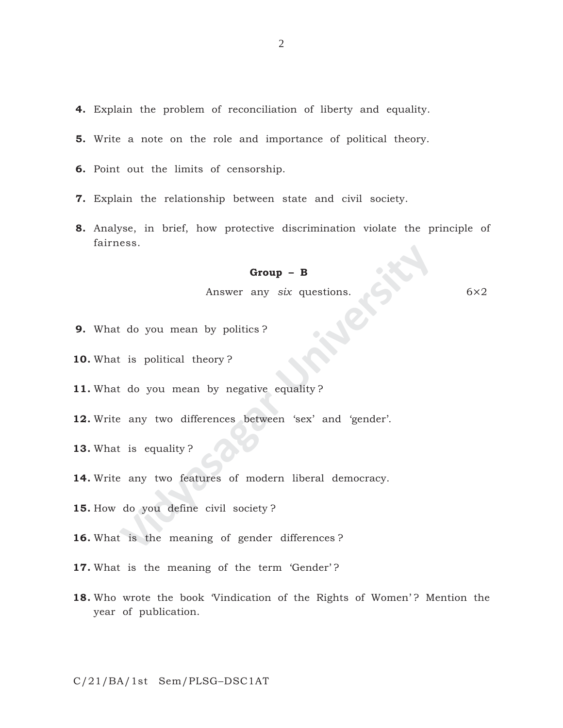**4.** Explain the problem of reconciliation of liberty and equality.

**5.** Write a note on the role and importance of political theory.

**6.** Point out the limits of censorship.

**7.** Explain the relationship between state and civil society.

**8.** Analyse, in brief, how protective discrimination violate the principle of fairness.

### Group – B

Answer any *six* questions. 6×2

**9.** What do you mean by politics ?

**10.** What is political theory ?

**11.** What do you mean by negative equality ?

**12.** Write any two differences between 'sex' and 'gender'.

**13.** What is equality ?

**14.** Write any two features of modern liberal democracy.

**15.** How do you define civil society ?

**16.** What is the meaning of gender differences ?

**17.** What is the meaning of the term 'Gender' ?

**18.** Who wrote the book 'Vindication of the Rights of Women' ? Mention the year of publication.

C/21/BA/1st Sem/PLSG–DSC1AT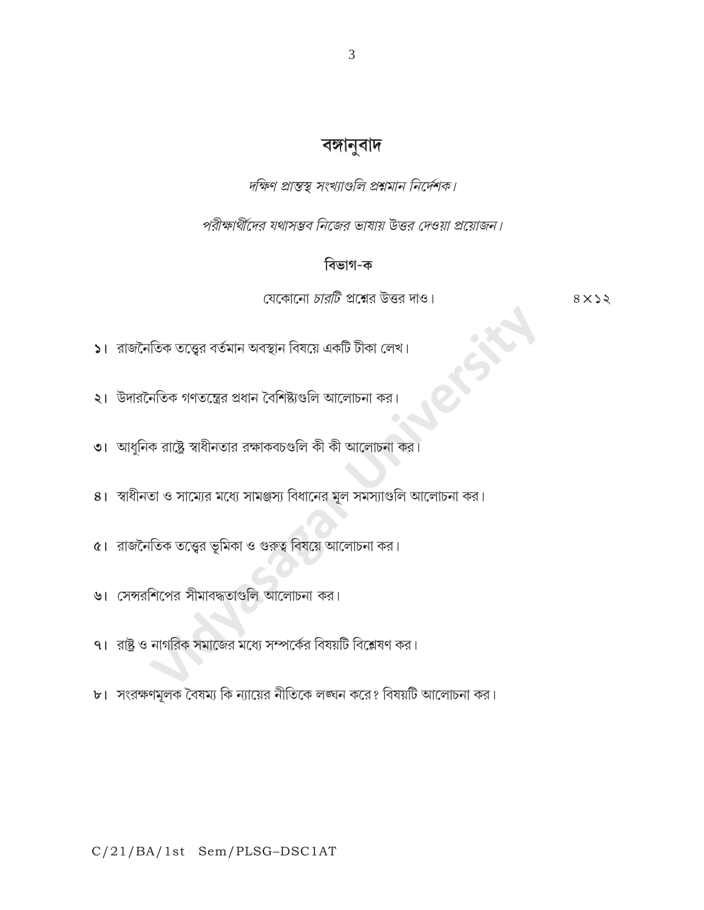# বঙ্গানুবাদ

*দক্ষিণ প্রান্তস্থ সংখ্যাগুলি প্রশ্নমান নির্দেশক।*

*পরীক্ষার্থীদের যথাসম্ভব নিজের ভাষায় উত্তর দেওয়া প্রয়োজন।*

## বিভাগ-ক

যেকোনো *চারটি* প্রশ্নের উত্তর দাও। ৪×১২

১। রাজনৈতিক তত্ত্বের বর্তমান অবস্থান বিষয়ে একটি টীকা লেখ।

২। উদারনৈতিক গণতন্ত্রের প্রধান বৈশিষ্ট্যগুলি আলোচনা কর।

৩। আধুনিক রাষ্ট্রে স্বাধীনতার রক্ষাকবচগুলি কী কী আলোচনা কর।

৪। স্বাধীনতা ও সাম্যের মধ্যে সামঞ্জস্য বিধানের মূল সমস্যাগুলি আলোচনা কর।

৫। রাজনৈতিক তত্ত্বের ভূমিকা ও গুরুত্ব বিষয়ে আলোচনা কর।

৬। সেন্সরশিপের সীমাবদ্ধতাগুলি আলোচনা কর।

৭। রাষ্ট্র ও নাগরিক সমাজের মধ্যে সম্পর্কের বিষয়টি বিশ্লেষণ কর।

৮। সংরক্ষণমূলক বৈষম্য কি ন্যায়ের নীতিকে লঙ্ঘন করে? বিষয়টি আলোচনা কর।

C/21/BA/1st Sem/PLSG–DSC1AT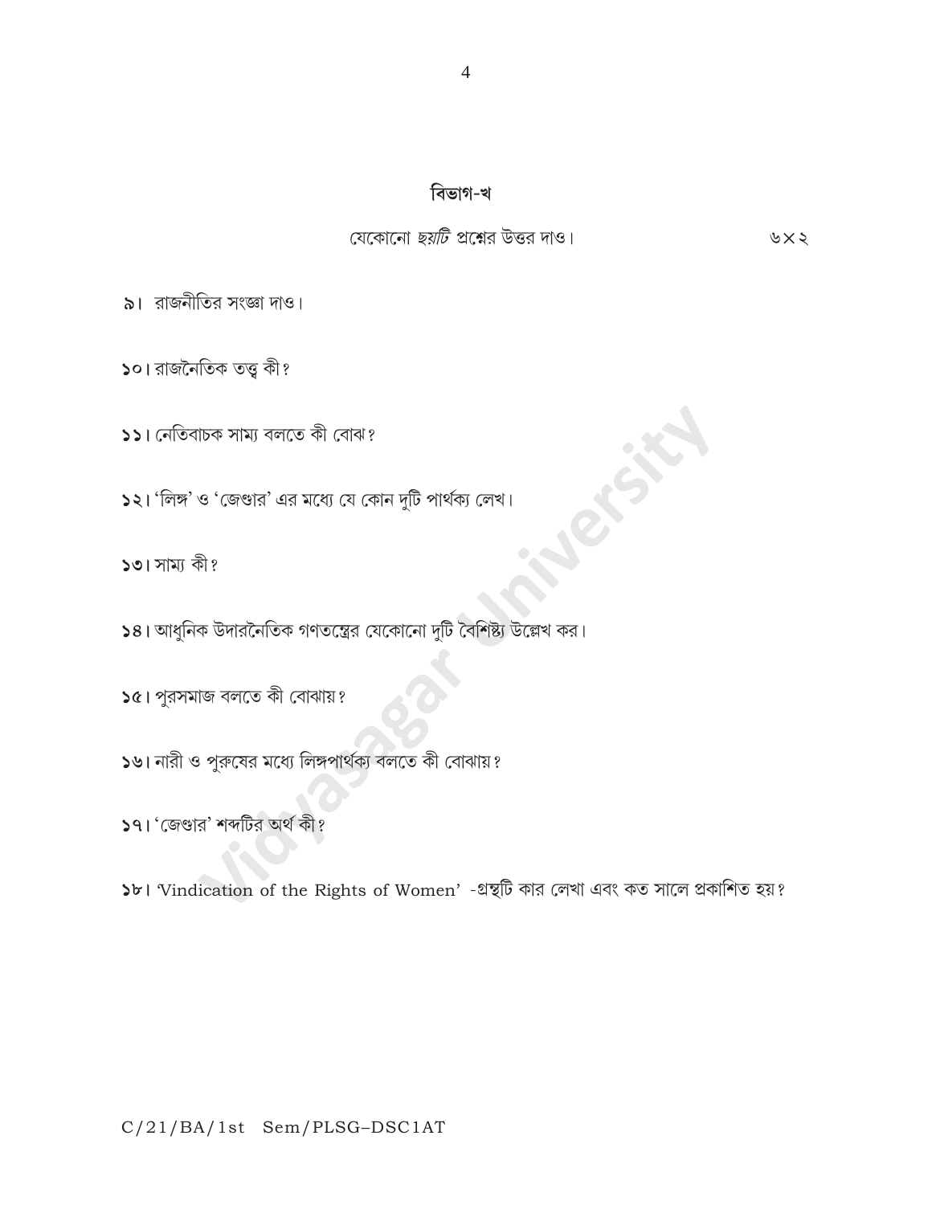## বিভাগ-খ

যেকোনো *ছয়টি* প্রশ্নের উত্তর দাও। ৬×২

৯। রাজনীতির সংজ্ঞা দাও।

১০। রাজনৈতিক তত্ত্ব কী?

১১। নেতিবাচক সাম্য বলতে কী বোঝ?

১২। 'লিঙ্গ' ও 'জেণ্ডার' এর মধ্যে যে কোন দুটি পার্থক্য লেখ।

১৩। সাম্য কী?

১৪। আধুনিক উদারনৈতিক গণতন্ত্রের যেকোনো দুটি বৈশিষ্ট্য উল্লেখ কর।

১৫। পুরসমাজ বলতে কী বোঝায়?

১৬। নারী ও পুরুষের মধ্যে লিঙ্গপার্থক্য বলতে কী বোঝায়?

১৭। 'জেণ্ডার' শব্দটির অর্থ কী?

১৮। 'Vindication of the Rights of Women' -গ্রন্থটি কার লেখা এবং কত সালে প্রকাশিত হয়?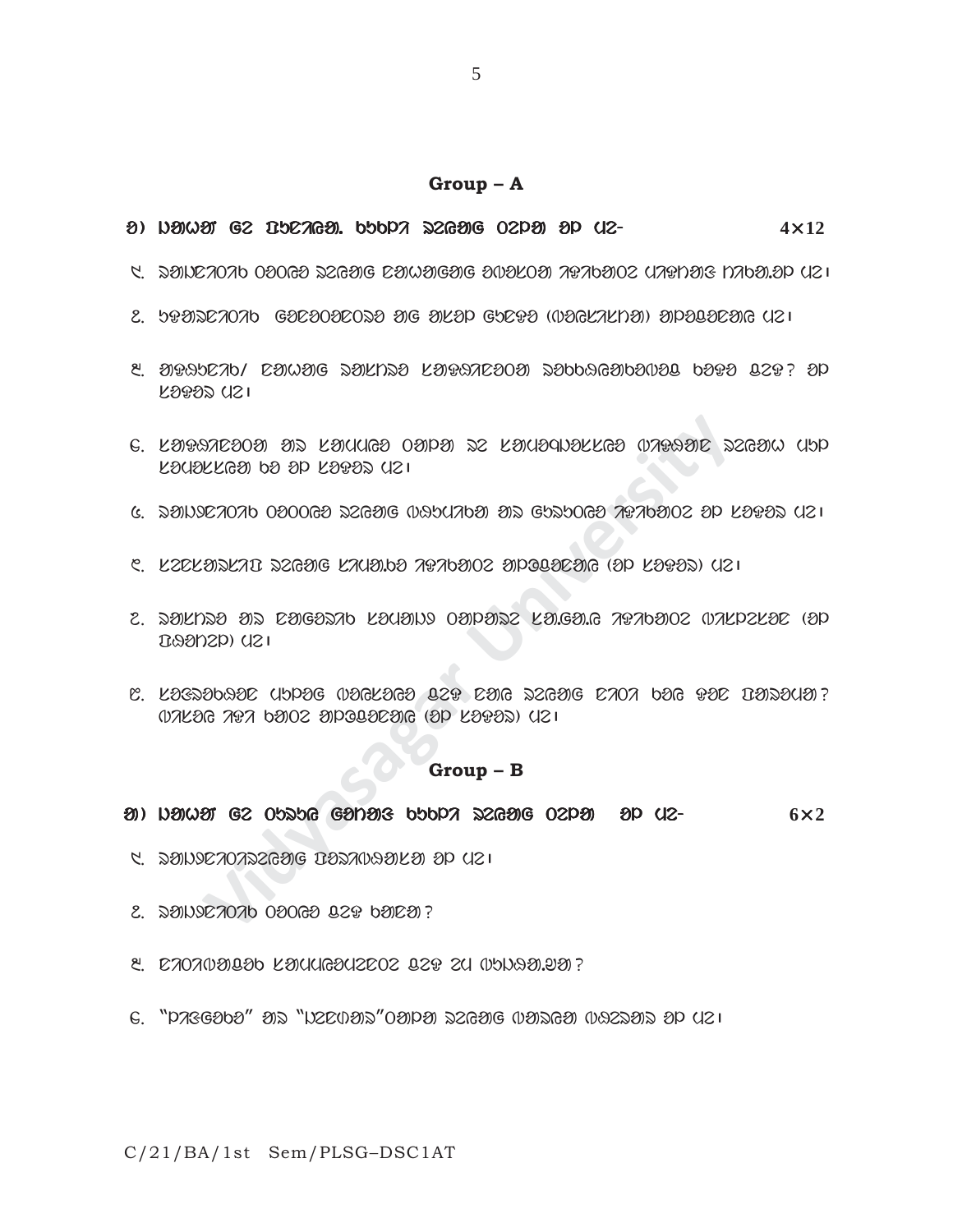## Group – A

4×12

## Group – B

6×2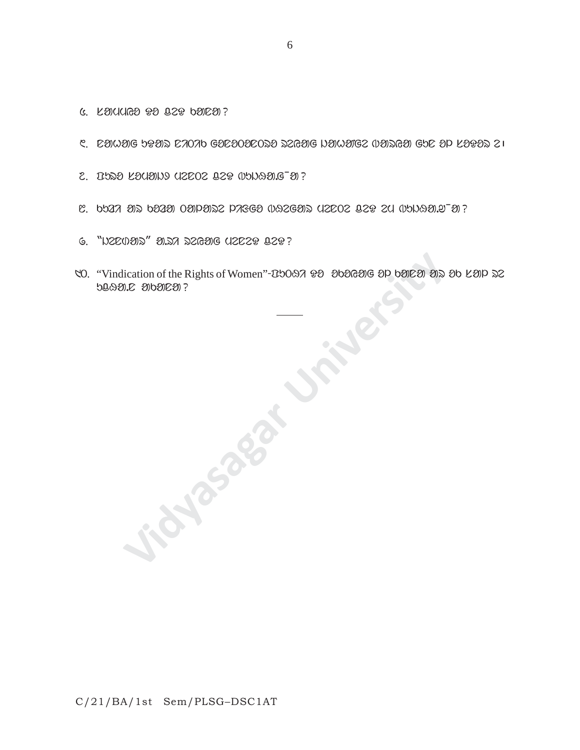᱕. ᱞᱤᱵᱟᱨᱟᱞᱤᱡᱚᱢ ᱫᱚ ᱪᱮᱫ ᱠᱟᱱᱟ?

᱖. ᱥᱚᱢᱟᱡᱽ ᱵᱤᱪᱟᱨ ᱥᱟᱹᱦᱤᱛ ᱠᱷᱚᱱ ᱟᱹᱰᱤ ᱜᱟᱱ ᱥᱚᱢᱟᱡᱽ ᱞᱟᱹᱠᱛᱤ ᱥᱮᱞᱮᱫ ᱠᱟᱱᱟ ᱾

᱗. ᱫᱷᱟᱨᱚ ᱞᱤᱵᱟᱨᱟᱞ ᱢᱚᱱᱮ ᱪᱮᱫ ᱢᱮᱱᱟᱜ ᱠᱟᱱᱟ?

᱘. ᱵᱷᱟᱨᱚᱛ ᱨᱮ ᱵᱷᱟᱹᱜᱤ ᱥᱚᱢᱟᱡᱽ ᱵᱮᱵᱚᱥᱛᱷᱟ ᱢᱚᱱᱮ ᱪᱮᱫ ᱥᱮ ᱢᱮᱱᱟᱜ ᱠᱟᱱᱟ?

᱙. “ᱡᱮᱱᱰᱟᱨ” ᱥᱟᱵᱟᱫ ᱥᱮᱞᱮᱫ ᱢᱚᱱᱮ ᱪᱮᱫ?

᱑᱐. “Vindication of the Rights of Women”-ᱫᱷᱚᱨᱚᱢ ᱫᱚ ᱚᱠᱚᱭ ᱚᱞ ᱠᱟᱱᱟ ᱟᱨ ᱚᱠᱟ ᱥᱮᱨᱢᱟ ᱨᱮ ᱵᱮᱨᱮᱫ ᱟᱠᱟᱱᱟ?